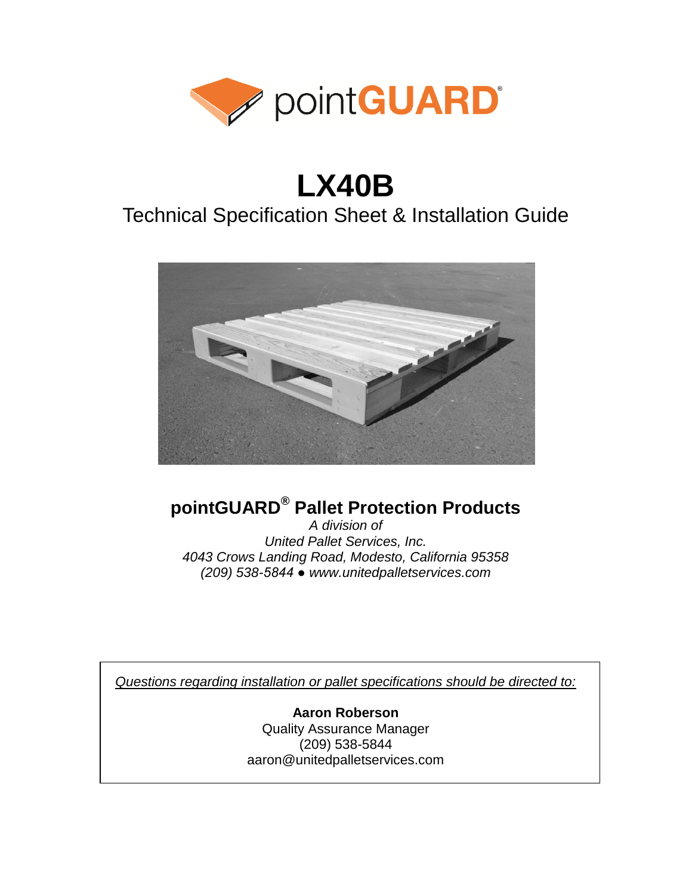pointGUARD®

# LX40B

## Technical Specification Sheet & Installation Guide

### pointGUARD® Pallet Protection Products

*A division of*
*United Pallet Services, Inc.*
*4043 Crows Landing Road, Modesto, California 95358*
*(209) 538-5844 ● www.unitedpalletservices.com*

*Questions regarding installation or pallet specifications should be directed to:*

**Aaron Roberson**
Quality Assurance Manager
(209) 538-5844
aaron@unitedpalletservices.com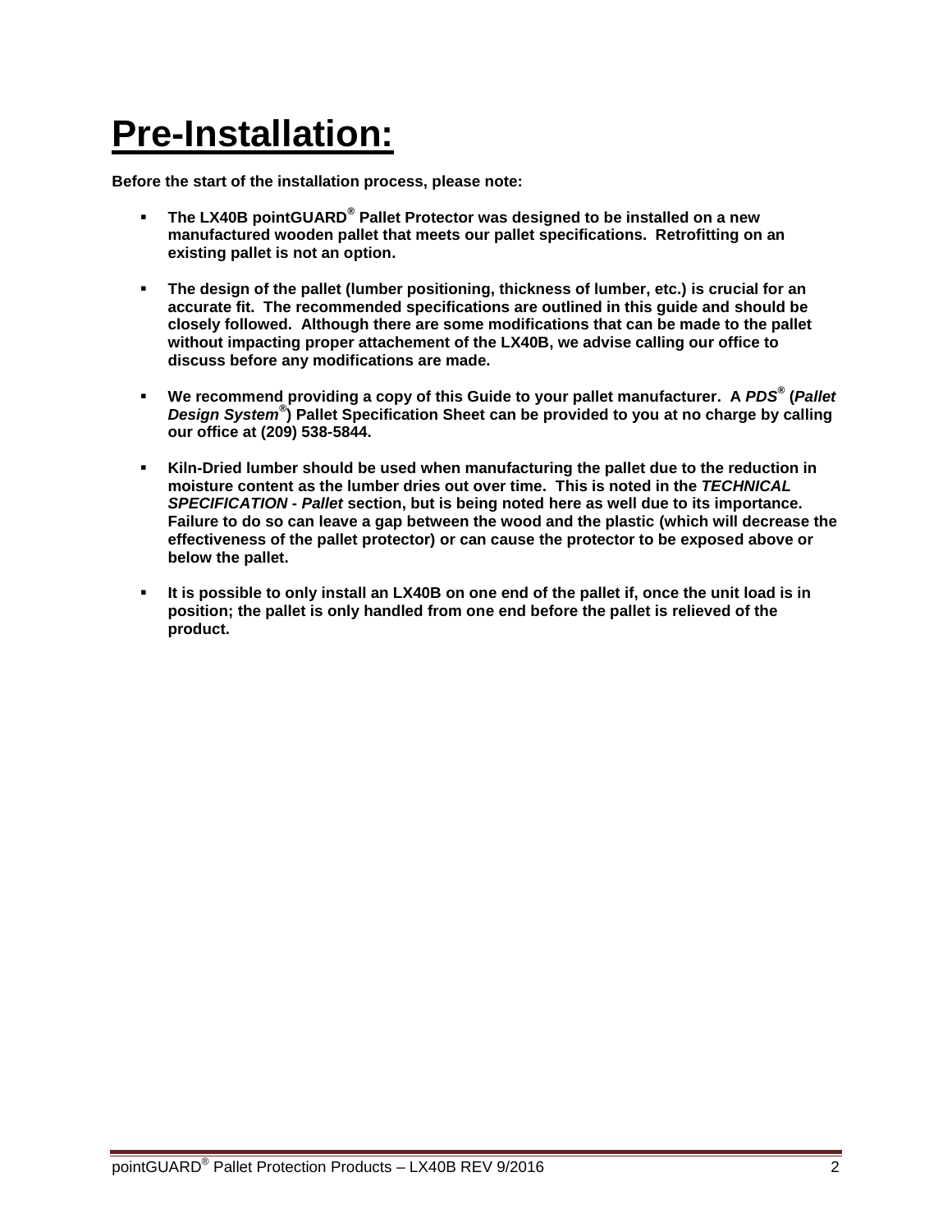# Pre-Installation:

**Before the start of the installation process, please note:**

- **The LX40B pointGUARD® Pallet Protector was designed to be installed on a new manufactured wooden pallet that meets our pallet specifications. Retrofitting on an existing pallet is not an option.**

- **The design of the pallet (lumber positioning, thickness of lumber, etc.) is crucial for an accurate fit. The recommended specifications are outlined in this guide and should be closely followed. Although there are some modifications that can be made to the pallet without impacting proper attachement of the LX40B, we advise calling our office to discuss before any modifications are made.**

- **We recommend providing a copy of this Guide to your pallet manufacturer. A *PDS®* (*Pallet Design System®*) Pallet Specification Sheet can be provided to you at no charge by calling our office at (209) 538-5844.**

- **Kiln-Dried lumber should be used when manufacturing the pallet due to the reduction in moisture content as the lumber dries out over time. This is noted in the *TECHNICAL SPECIFICATION - Pallet* section, but is being noted here as well due to its importance. Failure to do so can leave a gap between the wood and the plastic (which will decrease the effectiveness of the pallet protector) or can cause the protector to be exposed above or below the pallet.**

- **It is possible to only install an LX40B on one end of the pallet if, once the unit load is in position; the pallet is only handled from one end before the pallet is relieved of the product.**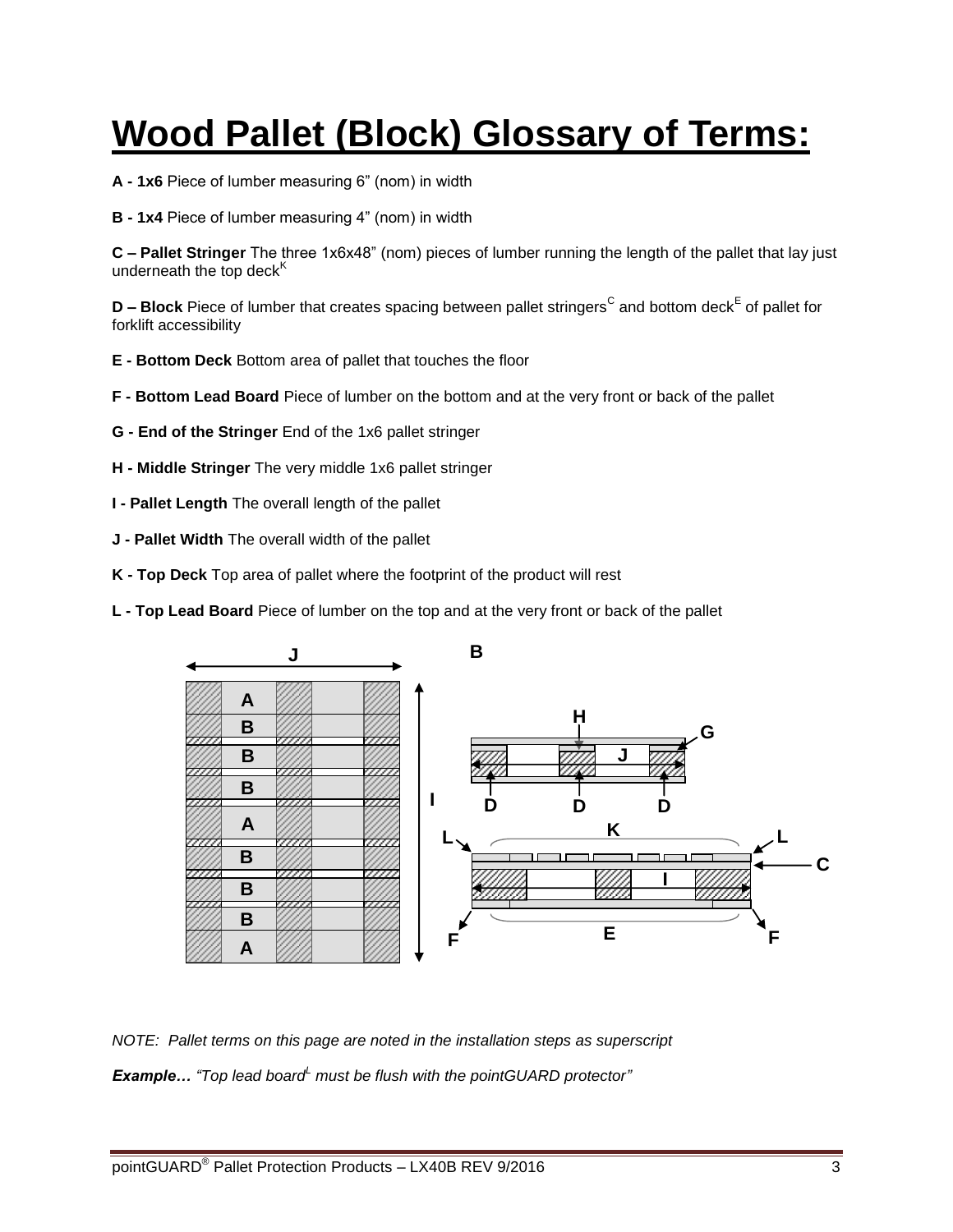# Wood Pallet (Block) Glossary of Terms:

**A - 1x6** Piece of lumber measuring 6" (nom) in width

**B - 1x4** Piece of lumber measuring 4" (nom) in width

**C – Pallet Stringer** The three 1x6x48" (nom) pieces of lumber running the length of the pallet that lay just underneath the top deck[K]

**D – Block** Piece of lumber that creates spacing between pallet stringers[C] and bottom deck[E] of pallet for forklift accessibility

**E - Bottom Deck** Bottom area of pallet that touches the floor

**F - Bottom Lead Board** Piece of lumber on the bottom and at the very front or back of the pallet

**G - End of the Stringer** End of the 1x6 pallet stringer

**H - Middle Stringer** The very middle 1x6 pallet stringer

**I - Pallet Length** The overall length of the pallet

**J - Pallet Width** The overall width of the pallet

**K - Top Deck** Top area of pallet where the footprint of the product will rest

**L - Top Lead Board** Piece of lumber on the top and at the very front or back of the pallet

*NOTE: Pallet terms on this page are noted in the installation steps as superscript*

***Example…*** *"Top lead board[L] must be flush with the pointGUARD protector"*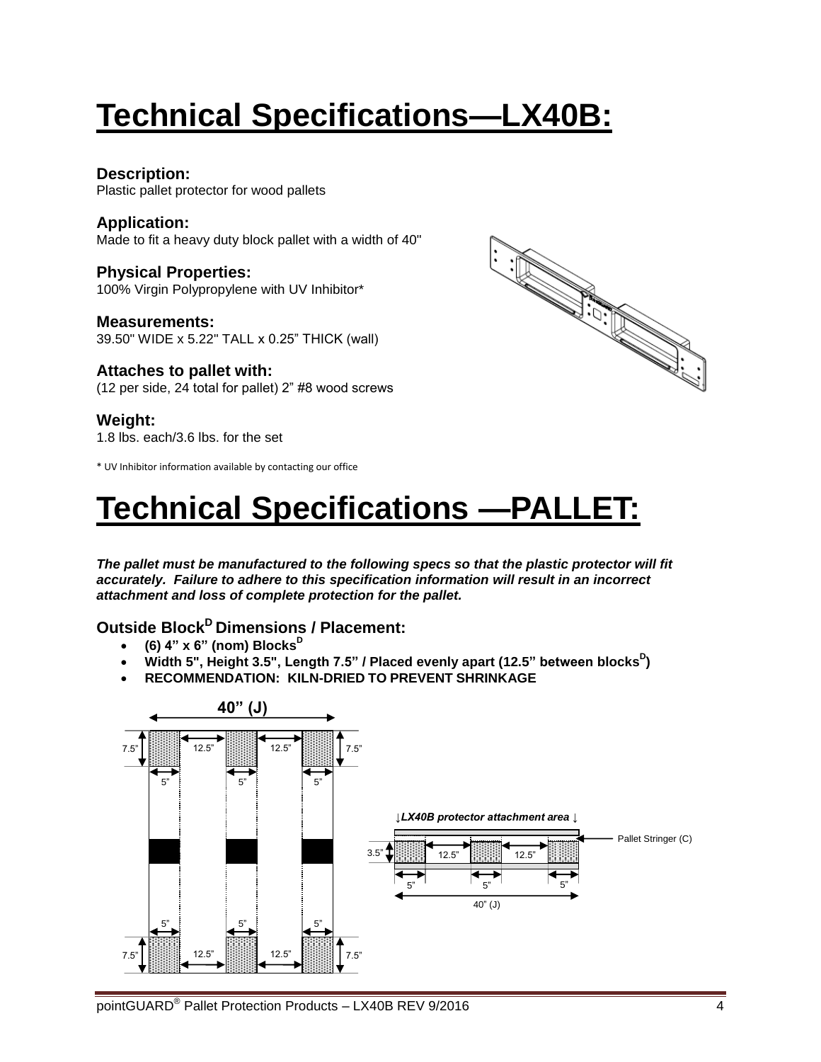# Technical Specifications—LX40B:

### Description:
Plastic pallet protector for wood pallets

### Application:
Made to fit a heavy duty block pallet with a width of 40"

### Physical Properties:
100% Virgin Polypropylene with UV Inhibitor*

### Measurements:
39.50" WIDE x 5.22" TALL x 0.25" THICK (wall)

### Attaches to pallet with:
(12 per side, 24 total for pallet) 2" #8 wood screws

### Weight:
1.8 lbs. each/3.6 lbs. for the set

\* UV Inhibitor information available by contacting our office

# Technical Specifications —PALLET:

***The pallet must be manufactured to the following specs so that the plastic protector will fit accurately. Failure to adhere to this specification information will result in an incorrect attachment and loss of complete protection for the pallet.***

### Outside Block[D] Dimensions / Placement:

- **(6) 4" x 6" (nom) Blocks[D]**
- **Width 5", Height 3.5", Length 7.5" / Placed evenly apart (12.5" between blocks[D])**
- **RECOMMENDATION: KILN-DRIED TO PREVENT SHRINKAGE**

40" (J)

7.5" 12.5" 12.5" 7.5"

5" 5" 5"

↓*LX40B protector attachment area* ↓

Pallet Stringer (C)

3.5" 12.5" 12.5"

5" 5" 5"

40" (J)

5" 5" 5"

7.5" 12.5" 12.5" 7.5"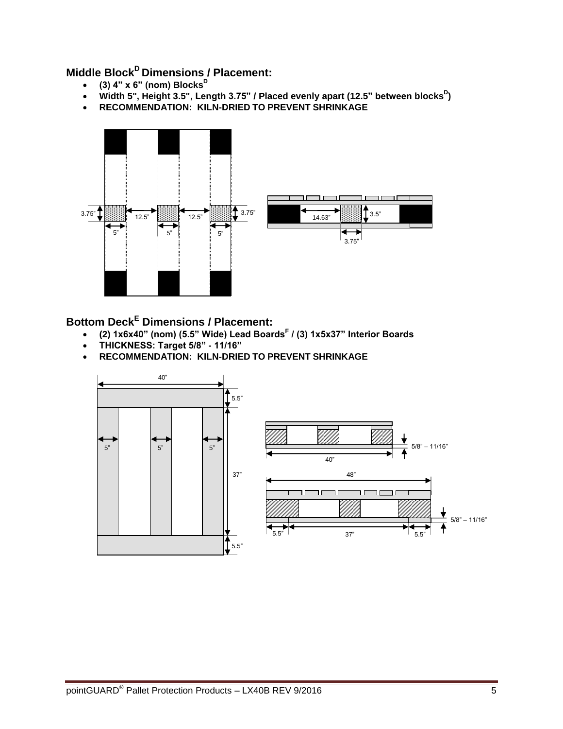## Middle Block[D] Dimensions / Placement:

- **(3) 4" x 6" (nom) Blocks[D]**
- **Width 5", Height 3.5", Length 3.75" / Placed evenly apart (12.5" between blocks[D])**
- **RECOMMENDATION: KILN-DRIED TO PREVENT SHRINKAGE**

3.75" 12.5" 12.5" 3.75" 5" 5" 5" 14.63" 3.5" 3.75"

## Bottom Deck[E] Dimensions / Placement:

- **(2) 1x6x40" (nom) (5.5" Wide) Lead Boards[F] / (3) 1x5x37" Interior Boards**
- **THICKNESS: Target 5/8" - 11/16"**
- **RECOMMENDATION: KILN-DRIED TO PREVENT SHRINKAGE**

40" 5.5" 5" 5" 5" 37" 5.5" 5/8" – 11/16" 40" 48" 5/8" – 11/16" 5.5" 37" 5.5"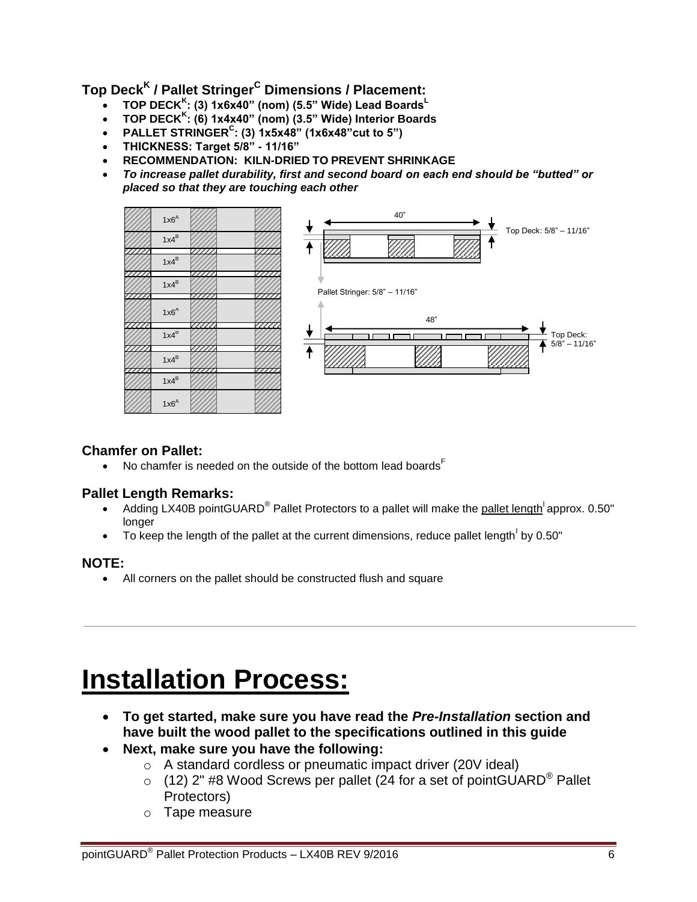## Top Deck[K] / Pallet Stringer[C] Dimensions / Placement:

- **TOP DECK[K]: (3) 1x6x40" (nom) (5.5" Wide) Lead Boards[L]**
- **TOP DECK[K]: (6) 1x4x40" (nom) (3.5" Wide) Interior Boards**
- **PALLET STRINGER[C]: (3) 1x5x48" (1x6x48"cut to 5")**
- **THICKNESS: Target 5/8" - 11/16"**
- **RECOMMENDATION: KILN-DRIED TO PREVENT SHRINKAGE**
- ***To increase pallet durability, first and second board on each end should be "butted" or placed so that they are touching each other***

1x6[A]
1x4[B]
1x4[B]
1x4[B]
1x6[A]
1x4[B]
1x4[B]
1x4[B]
1x6[A]

40"
Top Deck: 5/8" – 11/16"
Pallet Stringer: 5/8" – 11/16"
48"
Top Deck: 5/8" – 11/16"

### Chamfer on Pallet:

- No chamfer is needed on the outside of the bottom lead boards[F]

### Pallet Length Remarks:

- Adding LX40B pointGUARD® Pallet Protectors to a pallet will make the pallet length[I] approx. 0.50" longer
- To keep the length of the pallet at the current dimensions, reduce pallet length[I] by 0.50"

### NOTE:

- All corners on the pallet should be constructed flush and square

# Installation Process:

- **To get started, make sure you have read the *Pre-Installation* section and have built the wood pallet to the specifications outlined in this guide**
- **Next, make sure you have the following:**
  - A standard cordless or pneumatic impact driver (20V ideal)
  - (12) 2" #8 Wood Screws per pallet (24 for a set of pointGUARD® Pallet Protectors)
  - Tape measure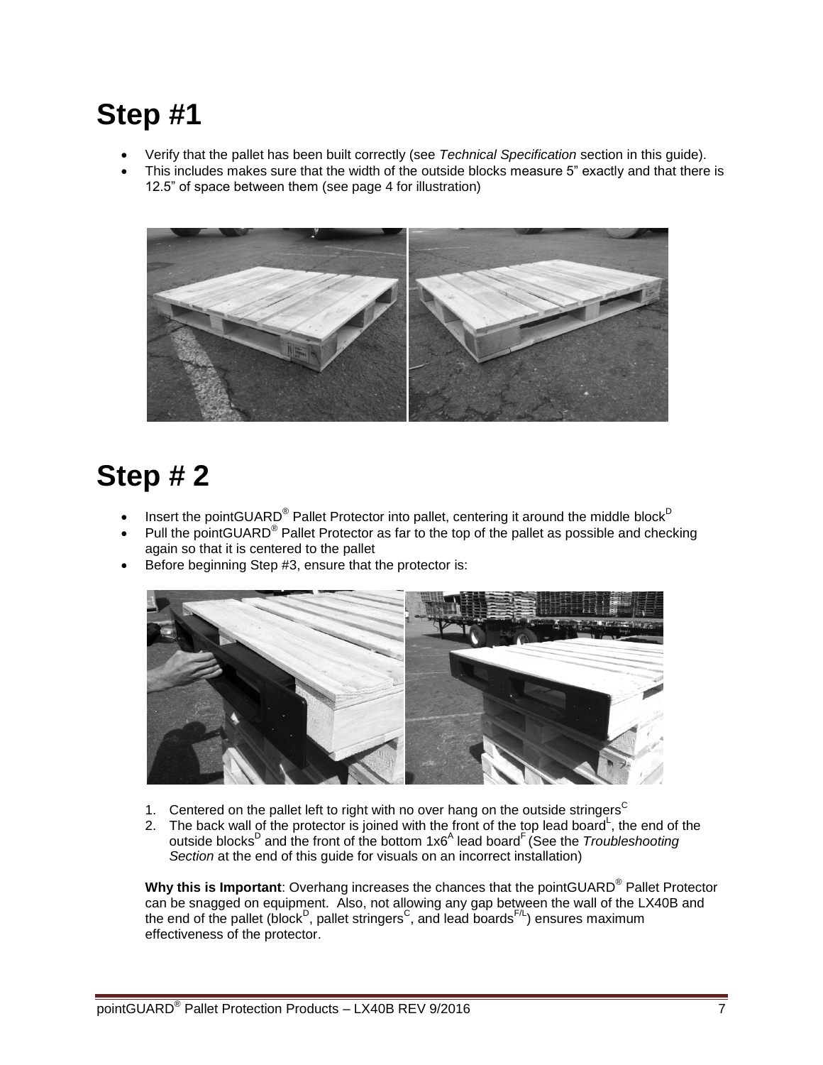# Step #1

- Verify that the pallet has been built correctly (see *Technical Specification* section in this guide).
- This includes makes sure that the width of the outside blocks measure 5" exactly and that there is 12.5" of space between them (see page 4 for illustration)

# Step # 2

- Insert the pointGUARD® Pallet Protector into pallet, centering it around the middle block[D]
- Pull the pointGUARD® Pallet Protector as far to the top of the pallet as possible and checking again so that it is centered to the pallet
- Before beginning Step #3, ensure that the protector is:

1. Centered on the pallet left to right with no over hang on the outside stringers[C]
2. The back wall of the protector is joined with the front of the top lead board[L], the end of the outside blocks[D] and the front of the bottom 1x6[A] lead board[F] (See the *Troubleshooting Section* at the end of this guide for visuals on an incorrect installation)

**Why this is Important**: Overhang increases the chances that the pointGUARD® Pallet Protector can be snagged on equipment. Also, not allowing any gap between the wall of the LX40B and the end of the pallet (block[D], pallet stringers[C], and lead boards[F/L]) ensures maximum effectiveness of the protector.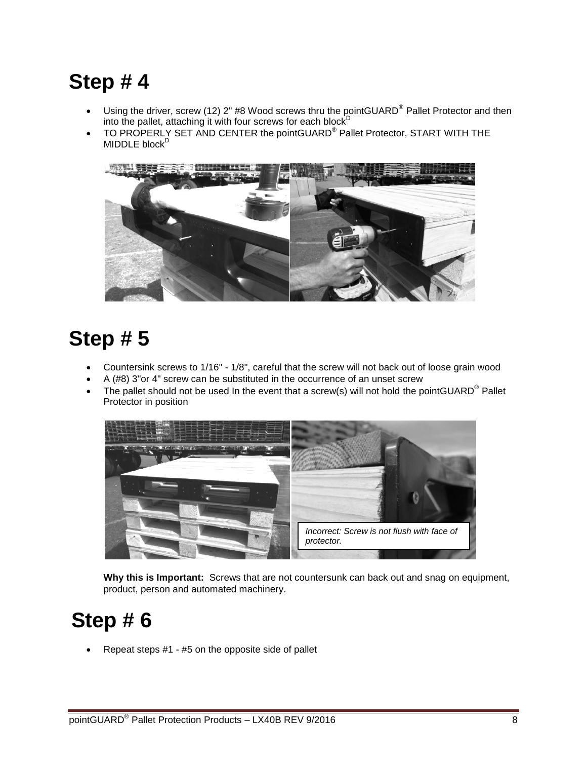# Step # 4

- Using the driver, screw (12) 2" #8 Wood screws thru the pointGUARD® Pallet Protector and then into the pallet, attaching it with four screws for each block[D]
- TO PROPERLY SET AND CENTER the pointGUARD® Pallet Protector, START WITH THE MIDDLE block[D]

# Step # 5

- Countersink screws to 1/16" - 1/8", careful that the screw will not back out of loose grain wood
- A (#8) 3"or 4" screw can be substituted in the occurrence of an unset screw
- The pallet should not be used In the event that a screw(s) will not hold the pointGUARD® Pallet Protector in position

*Incorrect: Screw is not flush with face of protector.*

**Why this is Important:** Screws that are not countersunk can back out and snag on equipment, product, person and automated machinery.

# Step # 6

- Repeat steps #1 - #5 on the opposite side of pallet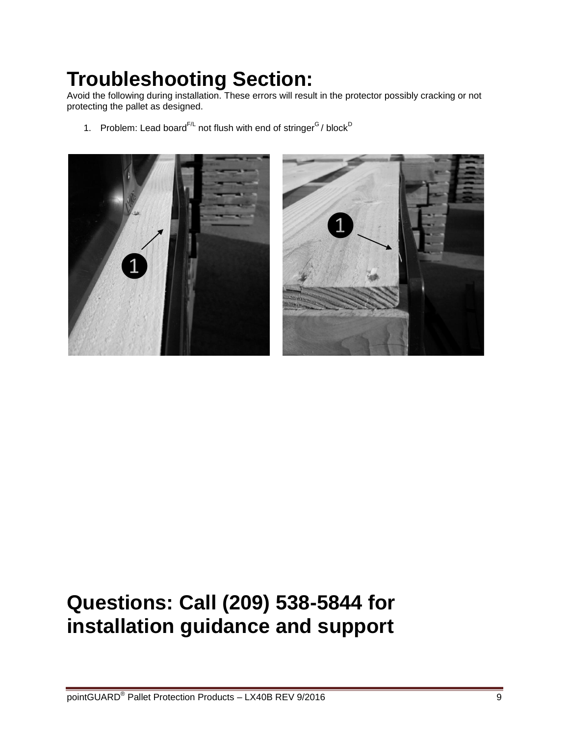# Troubleshooting Section:

Avoid the following during installation. These errors will result in the protector possibly cracking or not protecting the pallet as designed.

1. Problem: Lead board[F/L] not flush with end of stringer[G] / block[D]

# Questions: Call (209) 538-5844 for installation guidance and support